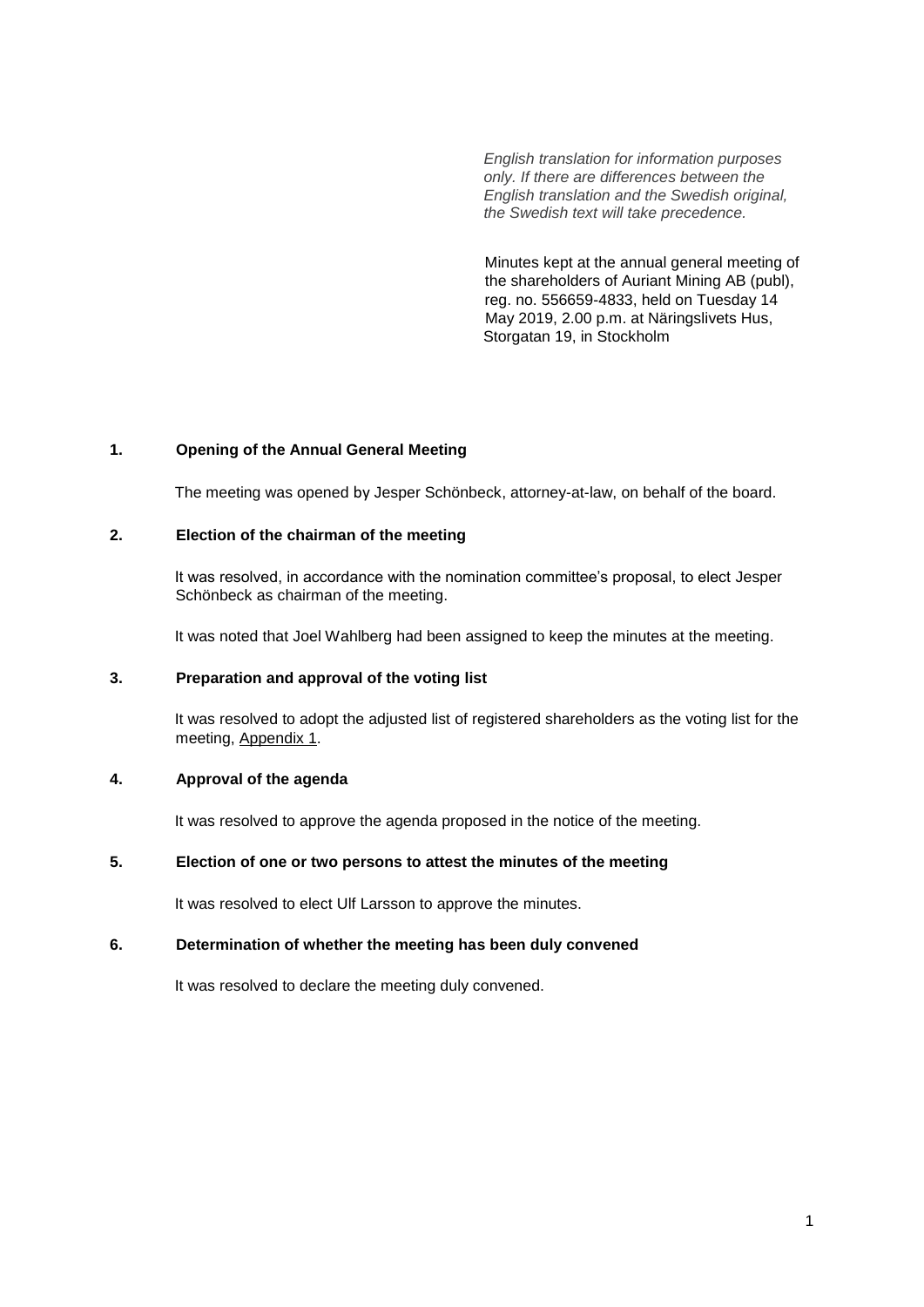*English translation for information purposes only. If there are differences between the English translation and the Swedish original, the Swedish text will take precedence.*

Minutes kept at the annual general meeting of the shareholders of Auriant Mining AB (publ), reg. no. 556659-4833, held on Tuesday 14 May 2019, 2.00 p.m. at Näringslivets Hus, Storgatan 19, in Stockholm

## 1. Opening of the Annual General Meeting

The meeting was opened by Jesper Schönbeck, attorney-at-law, on behalf of the board.

## 2. Election of the chairman of the meeting

It was resolved, in accordance with the nomination committee's proposal, to elect Jesper Schönbeck as chairman of the meeting.

It was noted that Joel Wahlberg had been assigned to keep the minutes at the meeting.

## 3. Preparation and approval of the voting list

It was resolved to adopt the adjusted list of registered shareholders as the voting list for the meeting, Appendix 1.

## 4. Approval of the agenda

It was resolved to approve the agenda proposed in the notice of the meeting.

## 5. Election of one or two persons to attest the minutes of the meeting

It was resolved to elect Ulf Larsson to approve the minutes.

## 6. Determination of whether the meeting has been duly convened

It was resolved to declare the meeting duly convened.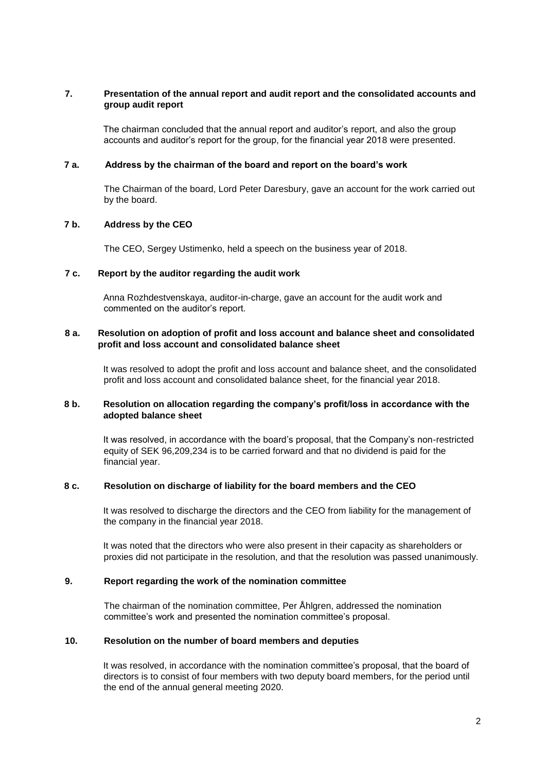## 7. Presentation of the annual report and audit report and the consolidated accounts and group audit report

The chairman concluded that the annual report and auditor's report, and also the group accounts and auditor's report for the group, for the financial year 2018 were presented.

## 7 a. Address by the chairman of the board and report on the board's work

The Chairman of the board, Lord Peter Daresbury, gave an account for the work carried out by the board.

## 7 b. Address by the CEO

The CEO, Sergey Ustimenko, held a speech on the business year of 2018.

## 7 c. Report by the auditor regarding the audit work

Anna Rozhdestvenskaya, auditor-in-charge, gave an account for the audit work and commented on the auditor's report.

## 8 a. Resolution on adoption of profit and loss account and balance sheet and consolidated profit and loss account and consolidated balance sheet

It was resolved to adopt the profit and loss account and balance sheet, and the consolidated profit and loss account and consolidated balance sheet, for the financial year 2018.

## 8 b. Resolution on allocation regarding the company's profit/loss in accordance with the adopted balance sheet

It was resolved, in accordance with the board's proposal, that the Company's non-restricted equity of SEK 96,209,234 is to be carried forward and that no dividend is paid for the financial year.

## 8 c. Resolution on discharge of liability for the board members and the CEO

It was resolved to discharge the directors and the CEO from liability for the management of the company in the financial year 2018.

It was noted that the directors who were also present in their capacity as shareholders or proxies did not participate in the resolution, and that the resolution was passed unanimously.

## 9. Report regarding the work of the nomination committee

The chairman of the nomination committee, Per Åhlgren, addressed the nomination committee's work and presented the nomination committee's proposal.

## 10. Resolution on the number of board members and deputies

It was resolved, in accordance with the nomination committee's proposal, that the board of directors is to consist of four members with two deputy board members, for the period until the end of the annual general meeting 2020.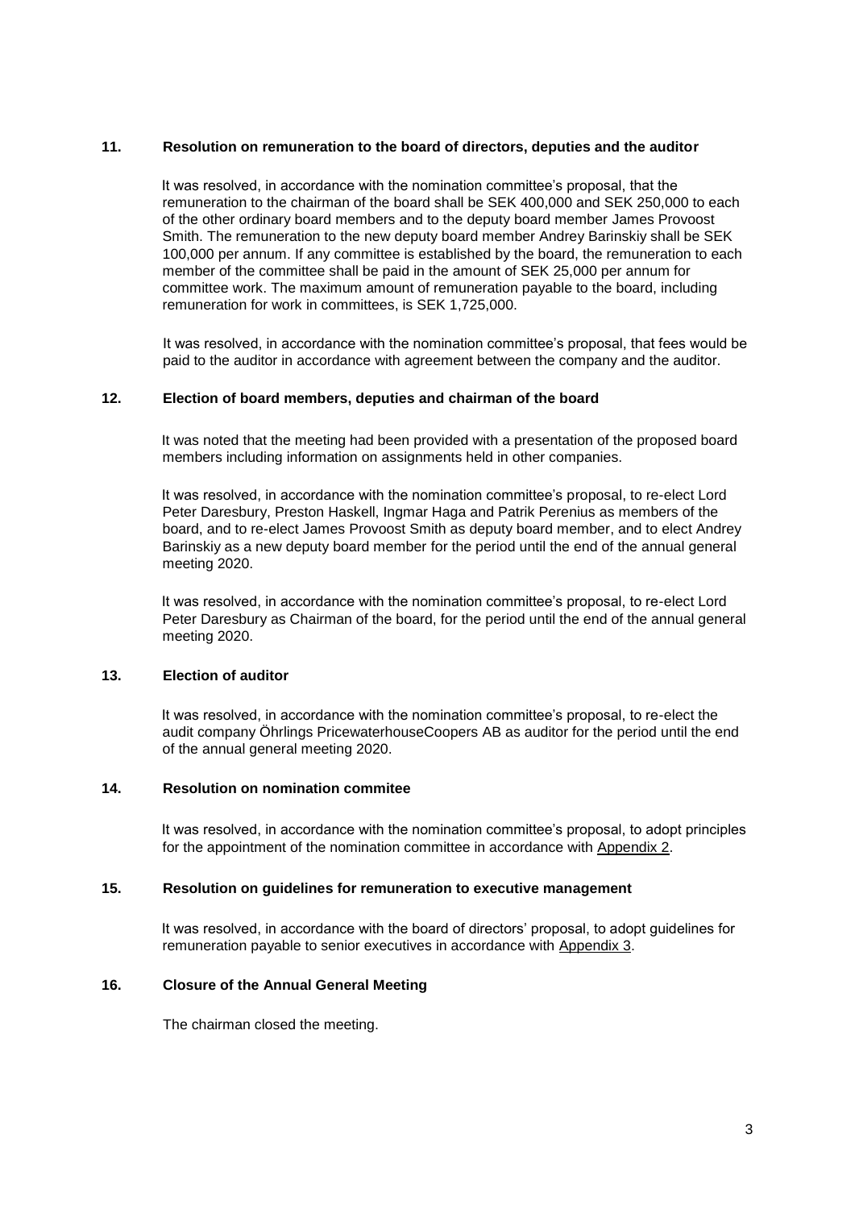## 11. Resolution on remuneration to the board of directors, deputies and the auditor

It was resolved, in accordance with the nomination committee's proposal, that the remuneration to the chairman of the board shall be SEK 400,000 and SEK 250,000 to each of the other ordinary board members and to the deputy board member James Provoost Smith. The remuneration to the new deputy board member Andrey Barinskiy shall be SEK 100,000 per annum. If any committee is established by the board, the remuneration to each member of the committee shall be paid in the amount of SEK 25,000 per annum for committee work. The maximum amount of remuneration payable to the board, including remuneration for work in committees, is SEK 1,725,000.

It was resolved, in accordance with the nomination committee's proposal, that fees would be paid to the auditor in accordance with agreement between the company and the auditor.

## 12. Election of board members, deputies and chairman of the board

It was noted that the meeting had been provided with a presentation of the proposed board members including information on assignments held in other companies.

It was resolved, in accordance with the nomination committee's proposal, to re-elect Lord Peter Daresbury, Preston Haskell, Ingmar Haga and Patrik Perenius as members of the board, and to re-elect James Provoost Smith as deputy board member, and to elect Andrey Barinskiy as a new deputy board member for the period until the end of the annual general meeting 2020.

It was resolved, in accordance with the nomination committee's proposal, to re-elect Lord Peter Daresbury as Chairman of the board, for the period until the end of the annual general meeting 2020.

## 13. Election of auditor

It was resolved, in accordance with the nomination committee's proposal, to re-elect the audit company Öhrlings PricewaterhouseCoopers AB as auditor for the period until the end of the annual general meeting 2020.

## 14. Resolution on nomination commitee

It was resolved, in accordance with the nomination committee's proposal, to adopt principles for the appointment of the nomination committee in accordance with Appendix 2.

## 15. Resolution on guidelines for remuneration to executive management

It was resolved, in accordance with the board of directors' proposal, to adopt guidelines for remuneration payable to senior executives in accordance with Appendix 3.

## 16. Closure of the Annual General Meeting

The chairman closed the meeting.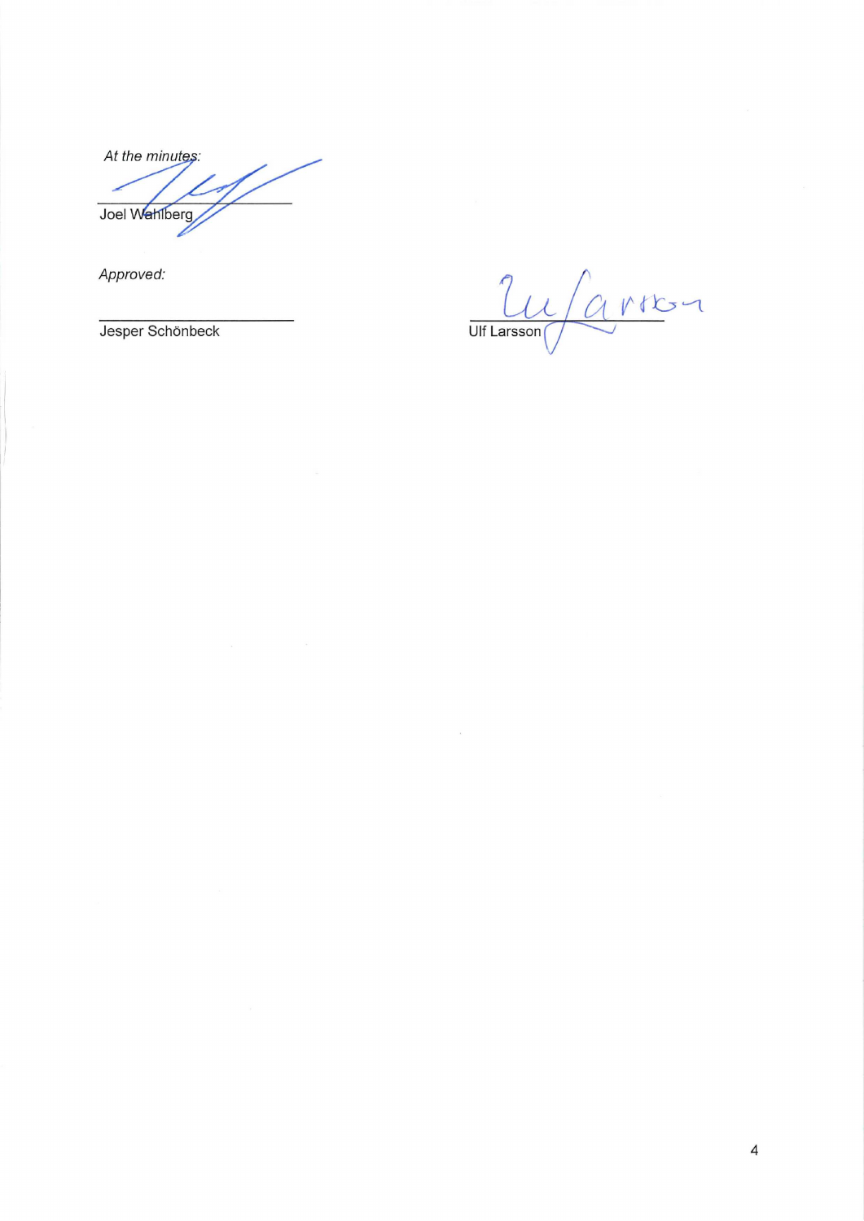*At the minutes:*

\_\_\_\_\_\_\_\_\_\_\_\_\_\_\_\_\_\_\_\_\_\_\_\_

Joel Wahlberg

*Approved:*

\_\_\_\_\_\_\_\_\_\_\_\_\_\_\_\_\_\_\_\_\_\_\_\_

Jesper Schönbeck

\_\_\_\_\_\_\_\_\_\_\_\_\_\_\_\_\_\_\_\_\_\_\_\_

Ulf Larsson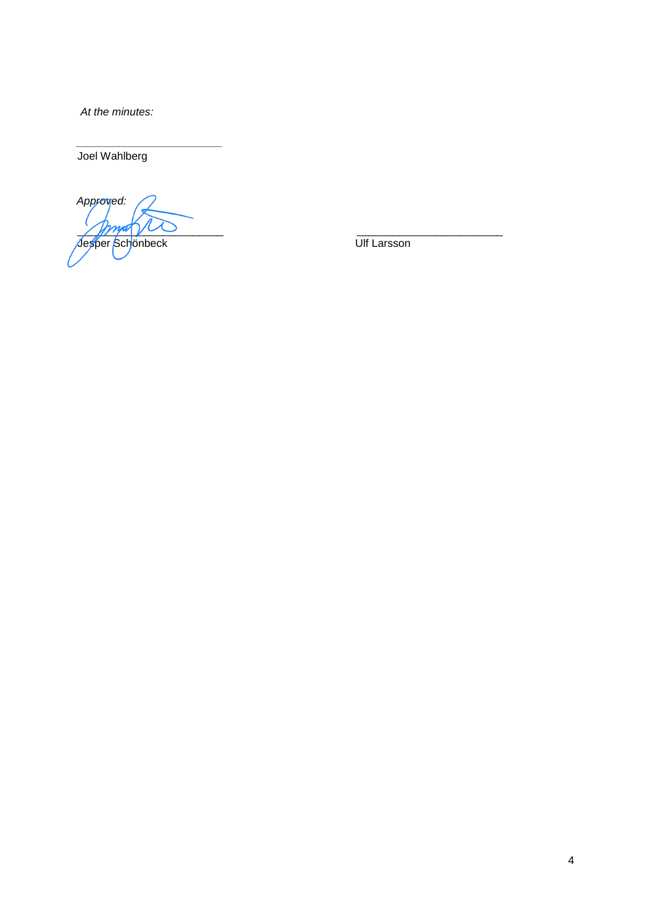*At the minutes:*

\_\_\_\_\_\_\_\_\_\_\_\_\_\_\_\_\_\_\_\_\_\_\_\_

Joel Wahlberg

*Approved:*

\_\_\_\_\_\_\_\_\_\_\_\_\_\_\_\_\_\_\_\_\_\_\_\_

Jesper Schönbeck

\_\_\_\_\_\_\_\_\_\_\_\_\_\_\_\_\_\_\_\_\_\_\_\_

Ulf Larsson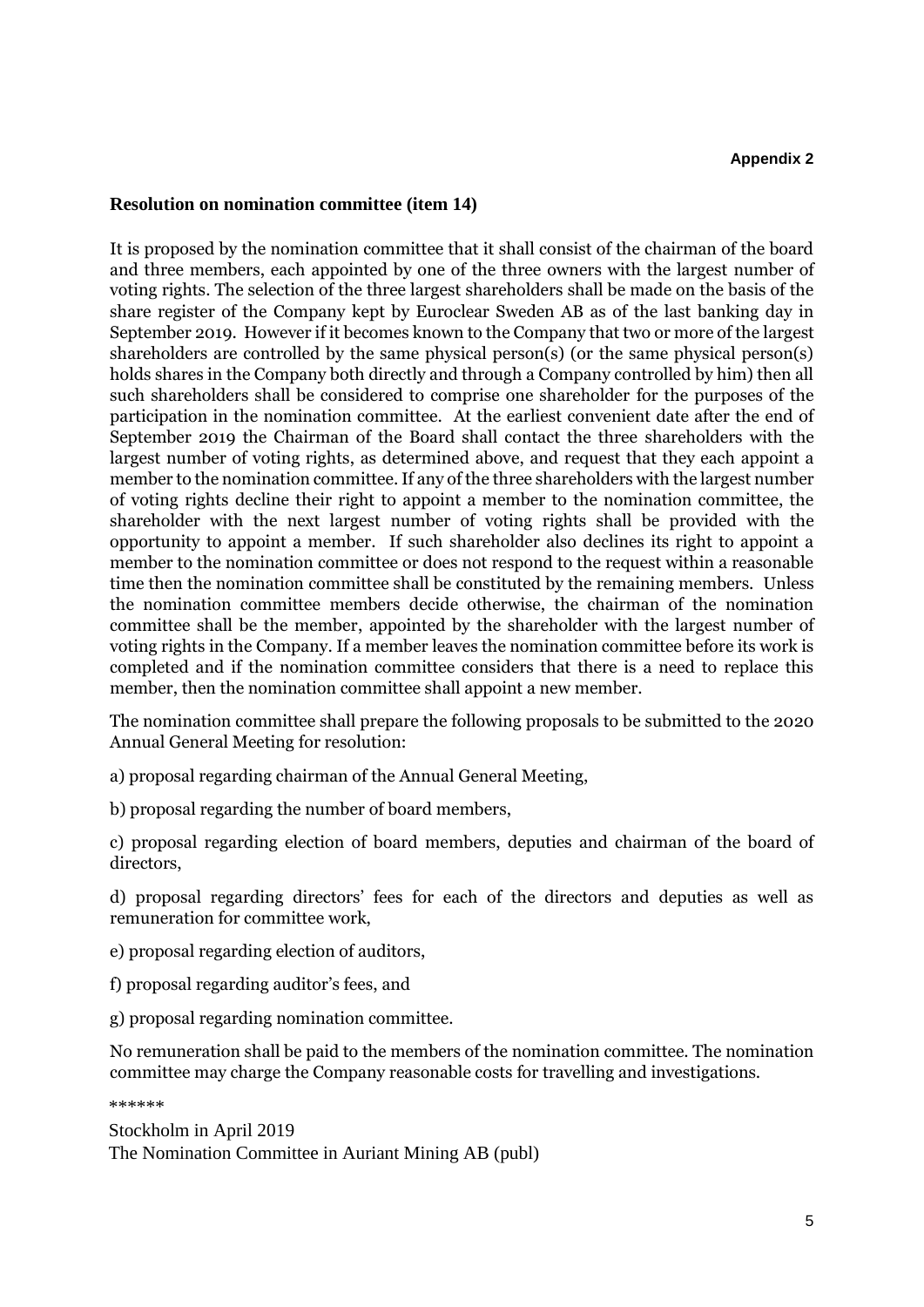**Appendix 2**

**Resolution on nomination committee (item 14)**

It is proposed by the nomination committee that it shall consist of the chairman of the board and three members, each appointed by one of the three owners with the largest number of voting rights. The selection of the three largest shareholders shall be made on the basis of the share register of the Company kept by Euroclear Sweden AB as of the last banking day in September 2019. However if it becomes known to the Company that two or more of the largest shareholders are controlled by the same physical person(s) (or the same physical person(s) holds shares in the Company both directly and through a Company controlled by him) then all such shareholders shall be considered to comprise one shareholder for the purposes of the participation in the nomination committee. At the earliest convenient date after the end of September 2019 the Chairman of the Board shall contact the three shareholders with the largest number of voting rights, as determined above, and request that they each appoint a member to the nomination committee. If any of the three shareholders with the largest number of voting rights decline their right to appoint a member to the nomination committee, the shareholder with the next largest number of voting rights shall be provided with the opportunity to appoint a member. If such shareholder also declines its right to appoint a member to the nomination committee or does not respond to the request within a reasonable time then the nomination committee shall be constituted by the remaining members. Unless the nomination committee members decide otherwise, the chairman of the nomination committee shall be the member, appointed by the shareholder with the largest number of voting rights in the Company. If a member leaves the nomination committee before its work is completed and if the nomination committee considers that there is a need to replace this member, then the nomination committee shall appoint a new member.

The nomination committee shall prepare the following proposals to be submitted to the 2020 Annual General Meeting for resolution:

a) proposal regarding chairman of the Annual General Meeting,

b) proposal regarding the number of board members,

c) proposal regarding election of board members, deputies and chairman of the board of directors,

d) proposal regarding directors' fees for each of the directors and deputies as well as remuneration for committee work,

e) proposal regarding election of auditors,

f) proposal regarding auditor's fees, and

g) proposal regarding nomination committee.

No remuneration shall be paid to the members of the nomination committee. The nomination committee may charge the Company reasonable costs for travelling and investigations.

******

Stockholm in April 2019
The Nomination Committee in Auriant Mining AB (publ)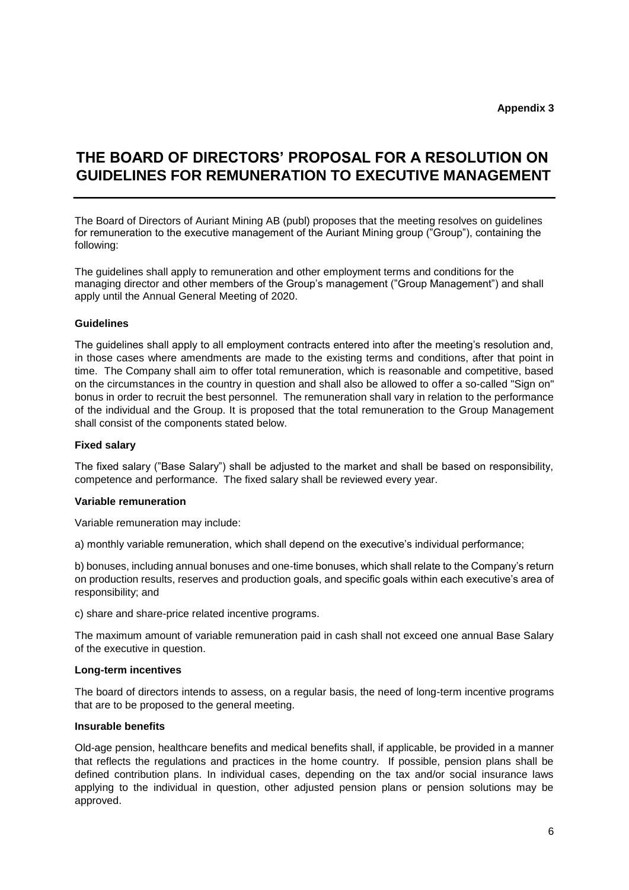**Appendix 3**

# THE BOARD OF DIRECTORS' PROPOSAL FOR A RESOLUTION ON GUIDELINES FOR REMUNERATION TO EXECUTIVE MANAGEMENT

The Board of Directors of Auriant Mining AB (publ) proposes that the meeting resolves on guidelines for remuneration to the executive management of the Auriant Mining group ("Group"), containing the following:

The guidelines shall apply to remuneration and other employment terms and conditions for the managing director and other members of the Group's management ("Group Management") and shall apply until the Annual General Meeting of 2020.

**Guidelines**

The guidelines shall apply to all employment contracts entered into after the meeting's resolution and, in those cases where amendments are made to the existing terms and conditions, after that point in time. The Company shall aim to offer total remuneration, which is reasonable and competitive, based on the circumstances in the country in question and shall also be allowed to offer a so-called "Sign on" bonus in order to recruit the best personnel. The remuneration shall vary in relation to the performance of the individual and the Group. It is proposed that the total remuneration to the Group Management shall consist of the components stated below.

**Fixed salary**

The fixed salary ("Base Salary") shall be adjusted to the market and shall be based on responsibility, competence and performance. The fixed salary shall be reviewed every year.

**Variable remuneration**

Variable remuneration may include:

a) monthly variable remuneration, which shall depend on the executive's individual performance;

b) bonuses, including annual bonuses and one-time bonuses, which shall relate to the Company's return on production results, reserves and production goals, and specific goals within each executive's area of responsibility; and

c) share and share-price related incentive programs.

The maximum amount of variable remuneration paid in cash shall not exceed one annual Base Salary of the executive in question.

**Long-term incentives**

The board of directors intends to assess, on a regular basis, the need of long-term incentive programs that are to be proposed to the general meeting.

**Insurable benefits**

Old-age pension, healthcare benefits and medical benefits shall, if applicable, be provided in a manner that reflects the regulations and practices in the home country. If possible, pension plans shall be defined contribution plans. In individual cases, depending on the tax and/or social insurance laws applying to the individual in question, other adjusted pension plans or pension solutions may be approved.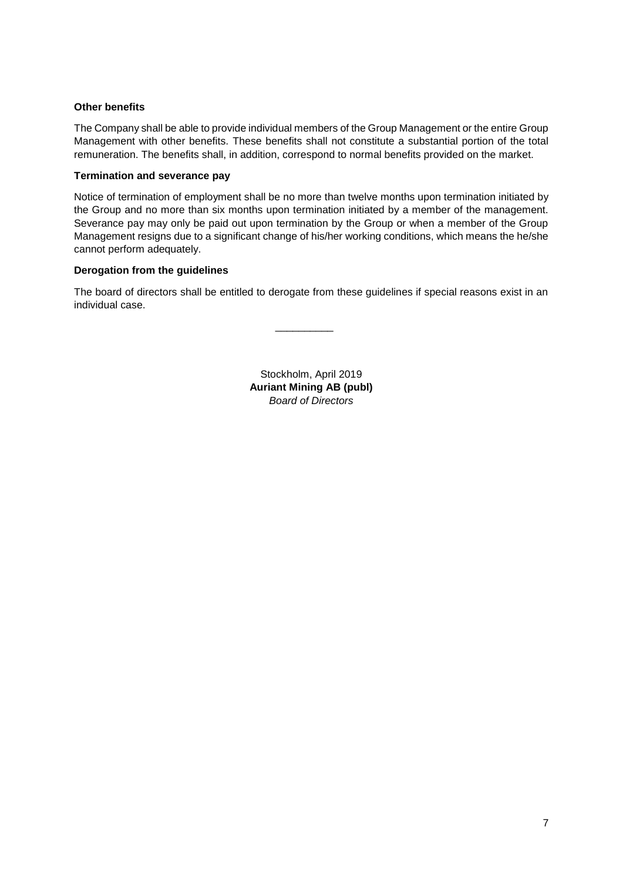**Other benefits**

The Company shall be able to provide individual members of the Group Management or the entire Group Management with other benefits. These benefits shall not constitute a substantial portion of the total remuneration. The benefits shall, in addition, correspond to normal benefits provided on the market.

**Termination and severance pay**

Notice of termination of employment shall be no more than twelve months upon termination initiated by the Group and no more than six months upon termination initiated by a member of the management. Severance pay may only be paid out upon termination by the Group or when a member of the Group Management resigns due to a significant change of his/her working conditions, which means the he/she cannot perform adequately.

**Derogation from the guidelines**

The board of directors shall be entitled to derogate from these guidelines if special reasons exist in an individual case.

__________

Stockholm, April 2019
**Auriant Mining AB (publ)**
*Board of Directors*